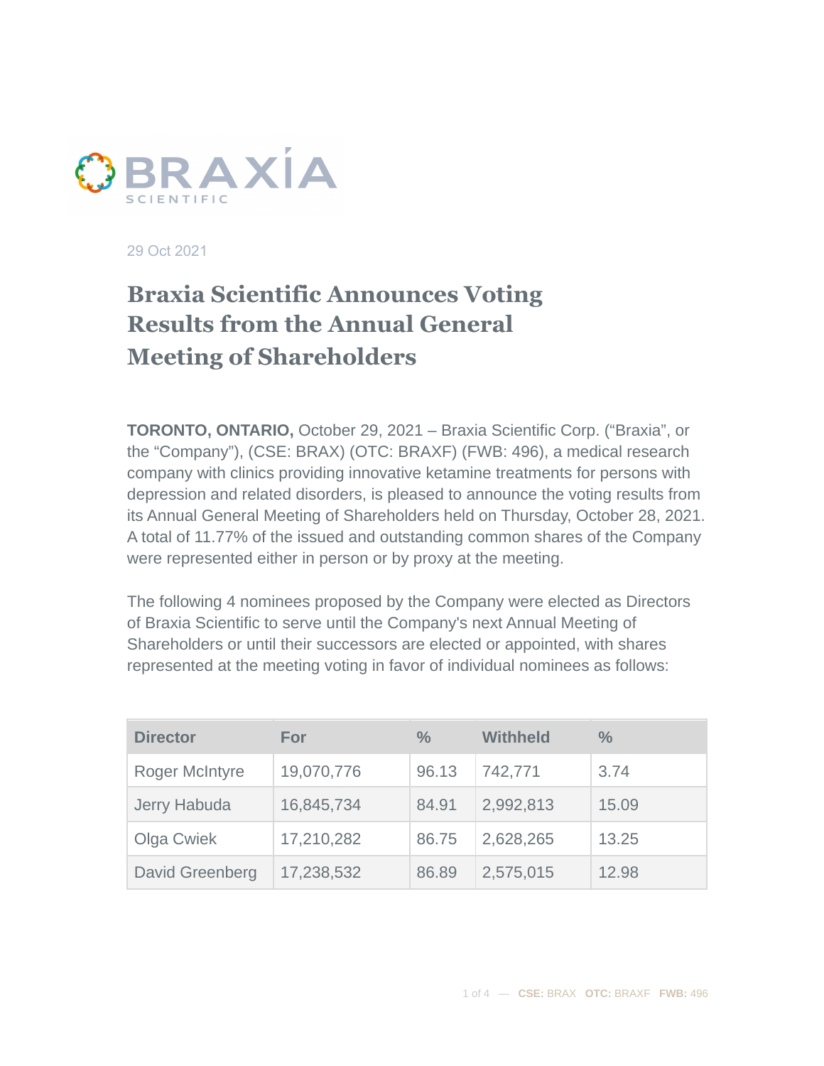29 Oct 2021

# Braxia Scientific Announces Voting Results from the Annual General Meeting of Shareholders

**TORONTO, ONTARIO,** October 29, 2021 – Braxia Scientific Corp. ("Braxia", or the "Company"), (CSE: BRAX) (OTC: BRAXF) (FWB: 496), a medical research company with clinics providing innovative ketamine treatments for persons with depression and related disorders, is pleased to announce the voting results from its Annual General Meeting of Shareholders held on Thursday, October 28, 2021. A total of 11.77% of the issued and outstanding common shares of the Company were represented either in person or by proxy at the meeting.

The following 4 nominees proposed by the Company were elected as Directors of Braxia Scientific to serve until the Company's next Annual Meeting of Shareholders or until their successors are elected or appointed, with shares represented at the meeting voting in favor of individual nominees as follows:

| Director | For | % | Withheld | % |
|---|---|---|---|---|
| Roger McIntyre | 19,070,776 | 96.13 | 742,771 | 3.74 |
| Jerry Habuda | 16,845,734 | 84.91 | 2,992,813 | 15.09 |
| Olga Cwiek | 17,210,282 | 86.75 | 2,628,265 | 13.25 |
| David Greenberg | 17,238,532 | 86.89 | 2,575,015 | 12.98 |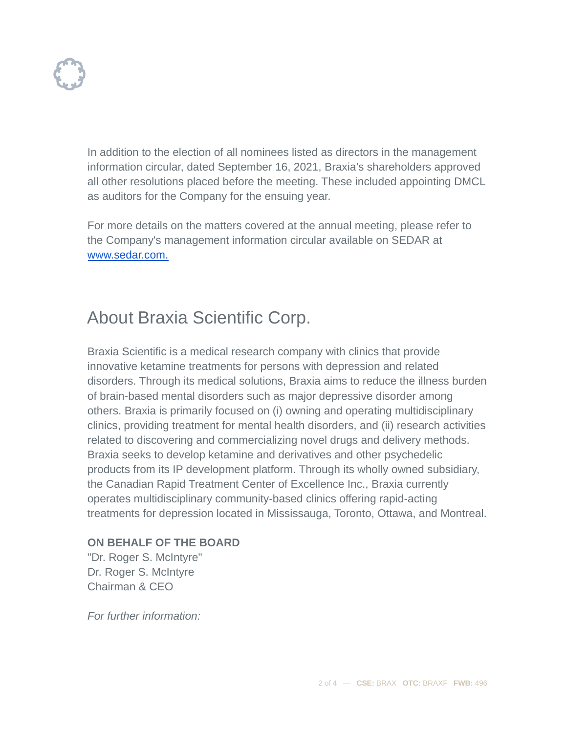In addition to the election of all nominees listed as directors in the management information circular, dated September 16, 2021, Braxia's shareholders approved all other resolutions placed before the meeting. These included appointing DMCL as auditors for the Company for the ensuing year.

For more details on the matters covered at the annual meeting, please refer to the Company's management information circular available on SEDAR at [www.sedar.com.](http://www.sedar.com)

## About Braxia Scientific Corp.

Braxia Scientific is a medical research company with clinics that provide innovative ketamine treatments for persons with depression and related disorders. Through its medical solutions, Braxia aims to reduce the illness burden of brain-based mental disorders such as major depressive disorder among others. Braxia is primarily focused on (i) owning and operating multidisciplinary clinics, providing treatment for mental health disorders, and (ii) research activities related to discovering and commercializing novel drugs and delivery methods. Braxia seeks to develop ketamine and derivatives and other psychedelic products from its IP development platform. Through its wholly owned subsidiary, the Canadian Rapid Treatment Center of Excellence Inc., Braxia currently operates multidisciplinary community-based clinics offering rapid-acting treatments for depression located in Mississauga, Toronto, Ottawa, and Montreal.

**ON BEHALF OF THE BOARD**
"Dr. Roger S. McIntyre"
Dr. Roger S. McIntyre
Chairman & CEO

*For further information:*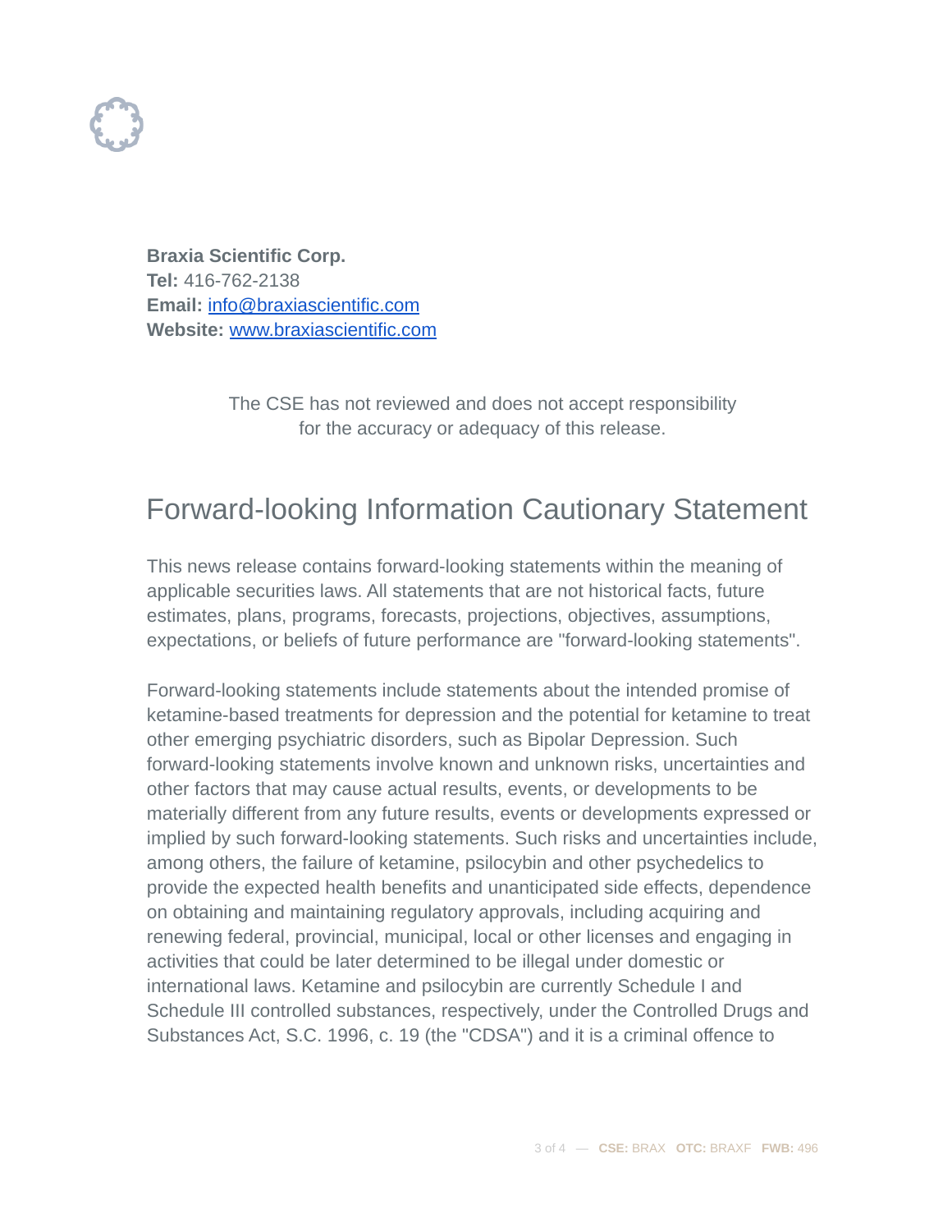**Braxia Scientific Corp.**
**Tel:** 416-762-2138
**Email:** [info@braxiascientific.com](mailto:info@braxiascientific.com)
**Website:** [www.braxiascientific.com](http://www.braxiascientific.com)

The CSE has not reviewed and does not accept responsibility for the accuracy or adequacy of this release.

## Forward-looking Information Cautionary Statement

This news release contains forward-looking statements within the meaning of applicable securities laws. All statements that are not historical facts, future estimates, plans, programs, forecasts, projections, objectives, assumptions, expectations, or beliefs of future performance are "forward-looking statements".

Forward-looking statements include statements about the intended promise of ketamine-based treatments for depression and the potential for ketamine to treat other emerging psychiatric disorders, such as Bipolar Depression. Such forward-looking statements involve known and unknown risks, uncertainties and other factors that may cause actual results, events, or developments to be materially different from any future results, events or developments expressed or implied by such forward-looking statements. Such risks and uncertainties include, among others, the failure of ketamine, psilocybin and other psychedelics to provide the expected health benefits and unanticipated side effects, dependence on obtaining and maintaining regulatory approvals, including acquiring and renewing federal, provincial, municipal, local or other licenses and engaging in activities that could be later determined to be illegal under domestic or international laws. Ketamine and psilocybin are currently Schedule I and Schedule III controlled substances, respectively, under the Controlled Drugs and Substances Act, S.C. 1996, c. 19 (the "CDSA") and it is a criminal offence to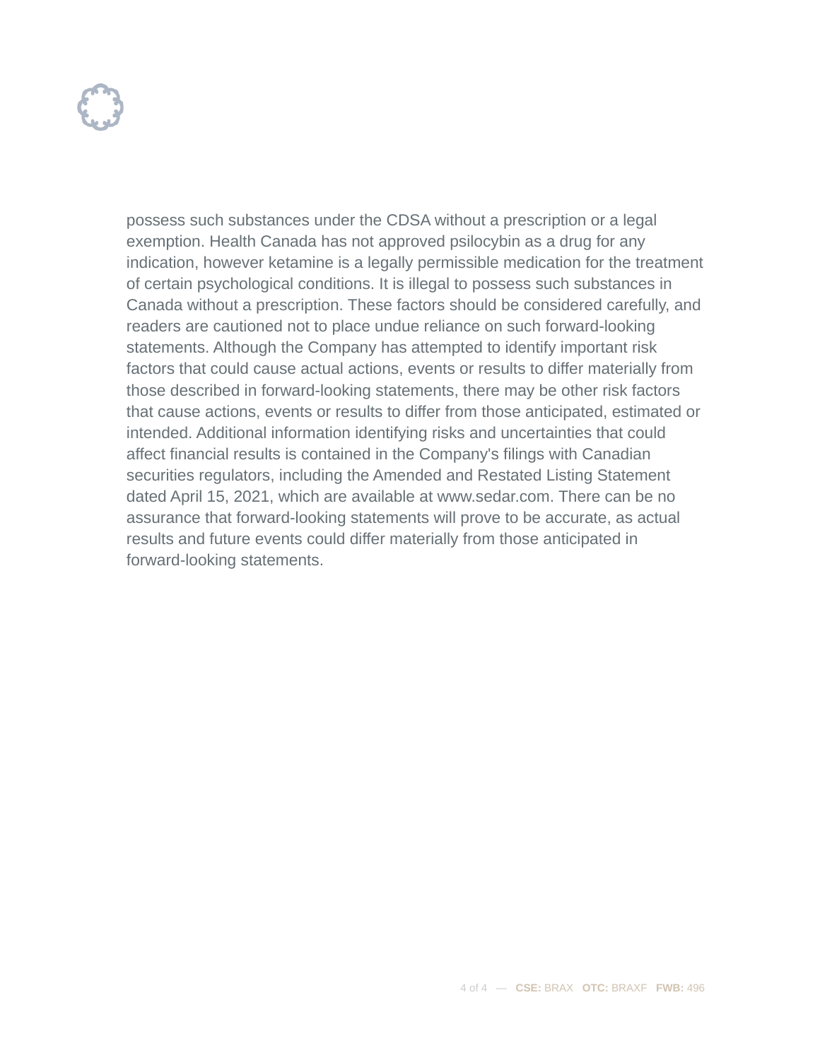possess such substances under the CDSA without a prescription or a legal exemption. Health Canada has not approved psilocybin as a drug for any indication, however ketamine is a legally permissible medication for the treatment of certain psychological conditions. It is illegal to possess such substances in Canada without a prescription. These factors should be considered carefully, and readers are cautioned not to place undue reliance on such forward-looking statements. Although the Company has attempted to identify important risk factors that could cause actual actions, events or results to differ materially from those described in forward-looking statements, there may be other risk factors that cause actions, events or results to differ from those anticipated, estimated or intended. Additional information identifying risks and uncertainties that could affect financial results is contained in the Company's filings with Canadian securities regulators, including the Amended and Restated Listing Statement dated April 15, 2021, which are available at www.sedar.com. There can be no assurance that forward-looking statements will prove to be accurate, as actual results and future events could differ materially from those anticipated in forward-looking statements.